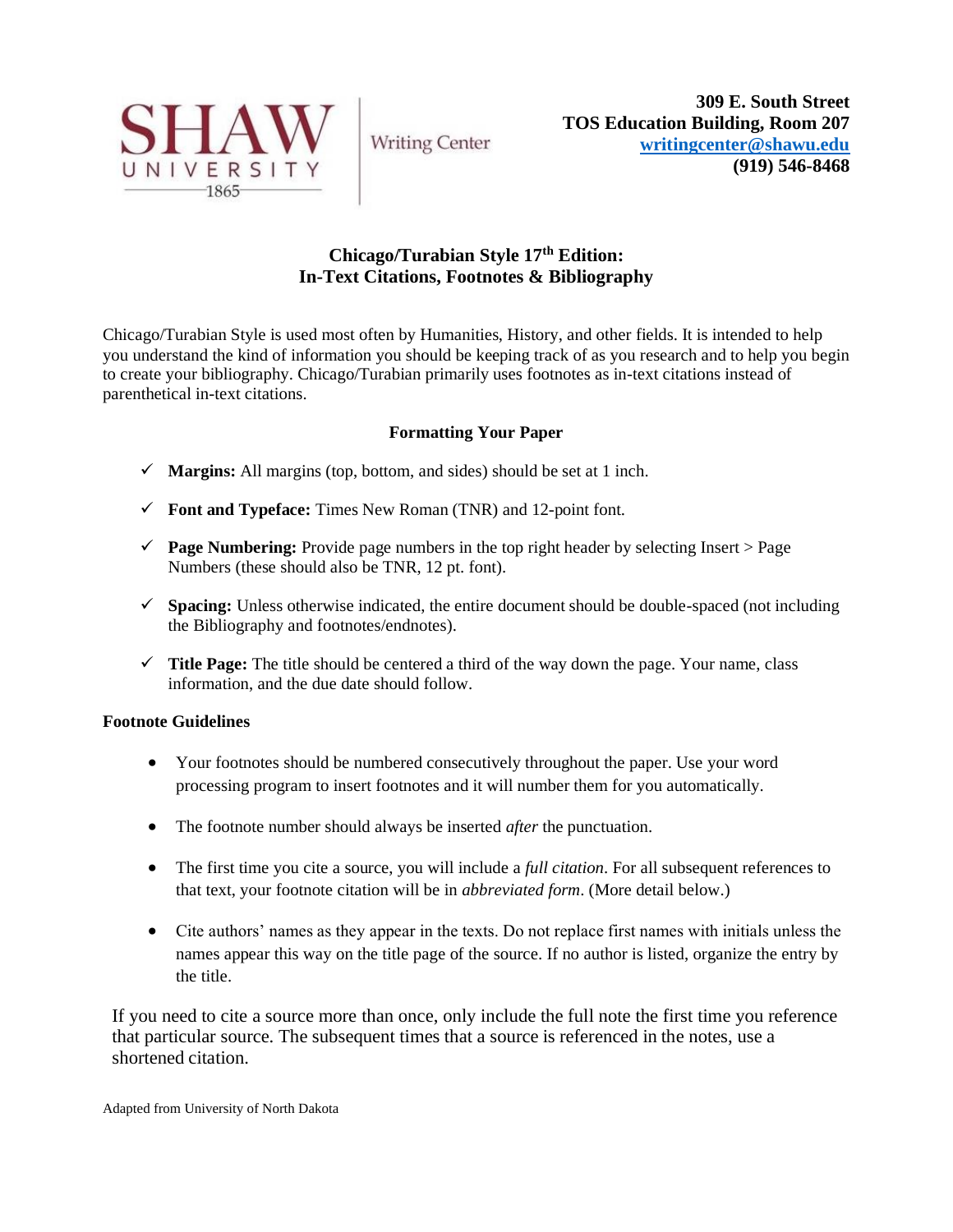Shaw University Writing Center

**309 E. South Street**
**TOS Education Building, Room 207**
**[writingcenter@shawu.edu](mailto:writingcenter@shawu.edu)**
**(919) 546-8468**

# Chicago/Turabian Style 17th Edition: In-Text Citations, Footnotes & Bibliography

Chicago/Turabian Style is used most often by Humanities, History, and other fields. It is intended to help you understand the kind of information you should be keeping track of as you research and to help you begin to create your bibliography. Chicago/Turabian primarily uses footnotes as in-text citations instead of parenthetical in-text citations.

## Formatting Your Paper

- ✓ **Margins:** All margins (top, bottom, and sides) should be set at 1 inch.
- ✓ **Font and Typeface:** Times New Roman (TNR) and 12-point font.
- ✓ **Page Numbering:** Provide page numbers in the top right header by selecting Insert > Page Numbers (these should also be TNR, 12 pt. font).
- ✓ **Spacing:** Unless otherwise indicated, the entire document should be double-spaced (not including the Bibliography and footnotes/endnotes).
- ✓ **Title Page:** The title should be centered a third of the way down the page. Your name, class information, and the due date should follow.

### Footnote Guidelines

- Your footnotes should be numbered consecutively throughout the paper. Use your word processing program to insert footnotes and it will number them for you automatically.
- The footnote number should always be inserted *after* the punctuation.
- The first time you cite a source, you will include a *full citation*. For all subsequent references to that text, your footnote citation will be in *abbreviated form*. (More detail below.)
- Cite authors' names as they appear in the texts. Do not replace first names with initials unless the names appear this way on the title page of the source. If no author is listed, organize the entry by the title.

If you need to cite a source more than once, only include the full note the first time you reference that particular source. The subsequent times that a source is referenced in the notes, use a shortened citation.

Adapted from University of North Dakota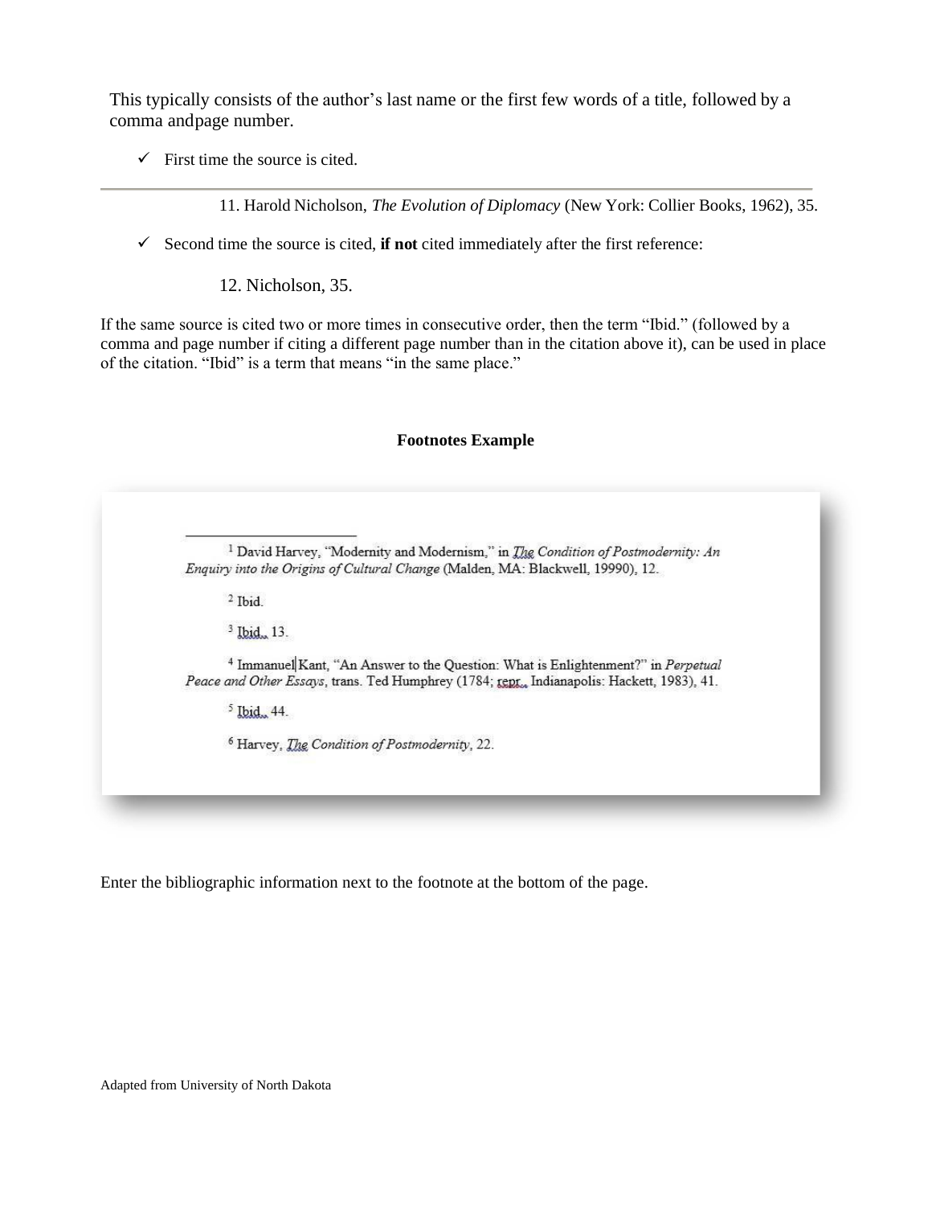This typically consists of the author's last name or the first few words of a title, followed by a comma andpage number.

- ✓ First time the source is cited.

---

11. Harold Nicholson, *The Evolution of Diplomacy* (New York: Collier Books, 1962), 35.

- ✓ Second time the source is cited, **if not** cited immediately after the first reference:

12. Nicholson, 35.

If the same source is cited two or more times in consecutive order, then the term "Ibid." (followed by a comma and page number if citing a different page number than in the citation above it), can be used in place of the citation. "Ibid" is a term that means "in the same place."

**Footnotes Example**

---

[1] David Harvey, "Modernity and Modernism," in *The Condition of Postmodernity: An Enquiry into the Origins of Cultural Change* (Malden, MA: Blackwell, 19990), 12.

[2] Ibid.

[3] Ibid., 13.

[4] Immanuel Kant, "An Answer to the Question: What is Enlightenment?" in *Perpetual Peace and Other Essays*, trans. Ted Humphrey (1784; repr., Indianapolis: Hackett, 1983), 41.

[5] Ibid., 44.

[6] Harvey, *The Condition of Postmodernity*, 22.

Enter the bibliographic information next to the footnote at the bottom of the page.

Adapted from University of North Dakota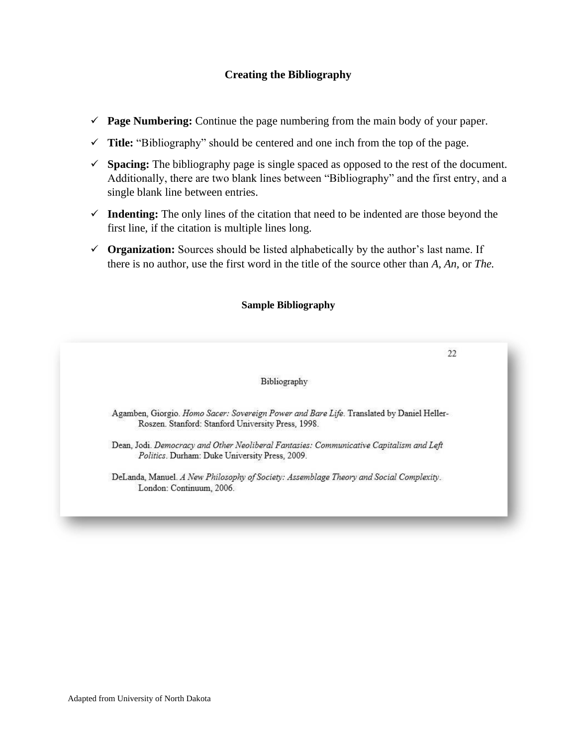## Creating the Bibliography

- ✓ **Page Numbering:** Continue the page numbering from the main body of your paper.
- ✓ **Title:** "Bibliography" should be centered and one inch from the top of the page.
- ✓ **Spacing:** The bibliography page is single spaced as opposed to the rest of the document. Additionally, there are two blank lines between "Bibliography" and the first entry, and a single blank line between entries.
- ✓ **Indenting:** The only lines of the citation that need to be indented are those beyond the first line, if the citation is multiple lines long.
- ✓ **Organization:** Sources should be listed alphabetically by the author's last name. If there is no author, use the first word in the title of the source other than *A, An,* or *The.*

### Sample Bibliography

22

Bibliography

Agamben, Giorgio. *Homo Sacer: Sovereign Power and Bare Life.* Translated by Daniel Heller-Roszen. Stanford: Stanford University Press, 1998.

Dean, Jodi. *Democracy and Other Neoliberal Fantasies: Communicative Capitalism and Left Politics.* Durham: Duke University Press, 2009.

DeLanda, Manuel. *A New Philosophy of Society: Assemblage Theory and Social Complexity.* London: Continuum, 2006.

Adapted from University of North Dakota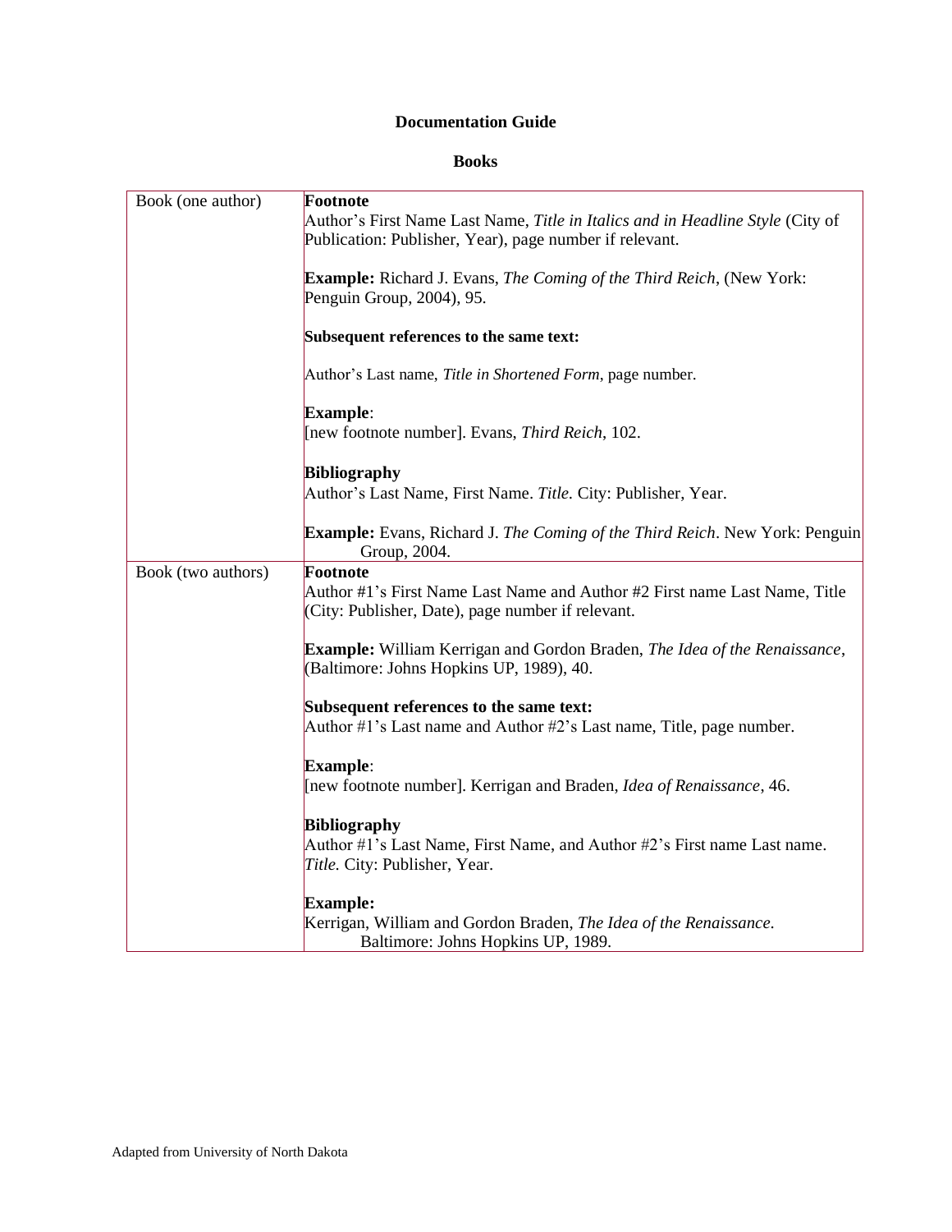**Documentation Guide**

**Books**

| | |
|---|---|
| Book (one author) | **Footnote**<br>Author's First Name Last Name, *Title in Italics and in Headline Style* (City of Publication: Publisher, Year), page number if relevant.<br><br>**Example:** Richard J. Evans, *The Coming of the Third Reich*, (New York: Penguin Group, 2004), 95.<br><br>**Subsequent references to the same text:**<br><br>Author's Last name, *Title in Shortened Form*, page number.<br><br>**Example**:<br>[new footnote number]. Evans, *Third Reich*, 102.<br><br>**Bibliography**<br>Author's Last Name, First Name. *Title.* City: Publisher, Year.<br><br>**Example:** Evans, Richard J. *The Coming of the Third Reich*. New York: Penguin Group, 2004. |
| Book (two authors) | **Footnote**<br>Author #1's First Name Last Name and Author #2 First name Last Name, Title (City: Publisher, Date), page number if relevant.<br><br>**Example:** William Kerrigan and Gordon Braden, *The Idea of the Renaissance*, (Baltimore: Johns Hopkins UP, 1989), 40.<br><br>**Subsequent references to the same text:**<br>Author #1's Last name and Author #2's Last name, Title, page number.<br><br>**Example**:<br>[new footnote number]. Kerrigan and Braden, *Idea of Renaissance*, 46.<br><br>**Bibliography**<br>Author #1's Last Name, First Name, and Author #2's First name Last name. *Title.* City: Publisher, Year.<br><br>**Example:**<br>Kerrigan, William and Gordon Braden, *The Idea of the Renaissance.* Baltimore: Johns Hopkins UP, 1989. |

Adapted from University of North Dakota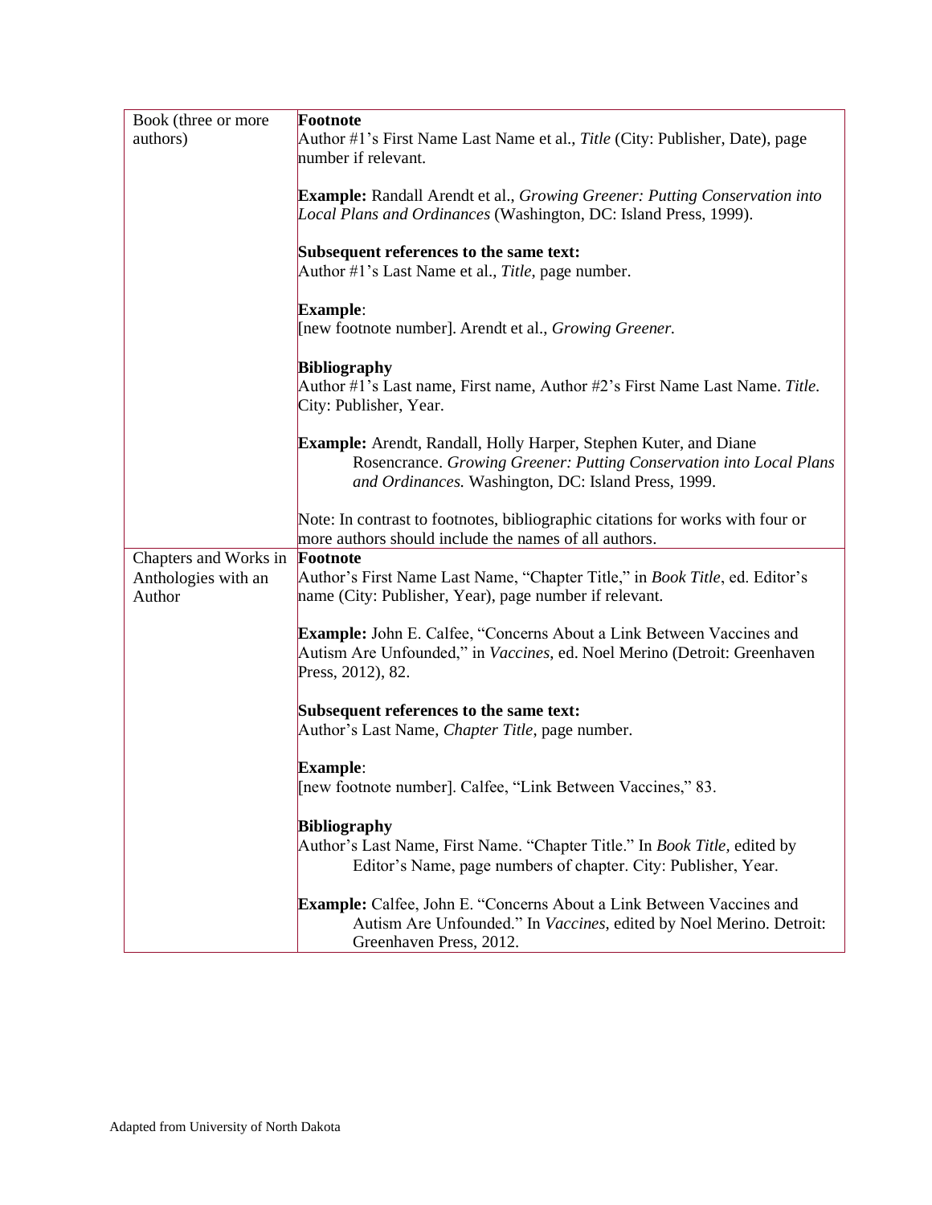| | |
|---|---|
| Book (three or more authors) | **Footnote**<br>Author #1's First Name Last Name et al., *Title* (City: Publisher, Date), page number if relevant.<br><br>**Example:** Randall Arendt et al., *Growing Greener: Putting Conservation into Local Plans and Ordinances* (Washington, DC: Island Press, 1999).<br><br>**Subsequent references to the same text:**<br>Author #1's Last Name et al., *Title*, page number.<br><br>**Example**:<br>[new footnote number]. Arendt et al., *Growing Greener.*<br><br>**Bibliography**<br>Author #1's Last name, First name, Author #2's First Name Last Name. *Title.* City: Publisher, Year.<br><br>**Example:** Arendt, Randall, Holly Harper, Stephen Kuter, and Diane Rosencrance. *Growing Greener: Putting Conservation into Local Plans and Ordinances.* Washington, DC: Island Press, 1999.<br><br>Note: In contrast to footnotes, bibliographic citations for works with four or more authors should include the names of all authors. |
| Chapters and Works in Anthologies with an Author | **Footnote**<br>Author's First Name Last Name, "Chapter Title," in *Book Title*, ed. Editor's name (City: Publisher, Year), page number if relevant.<br><br>**Example:** John E. Calfee, "Concerns About a Link Between Vaccines and Autism Are Unfounded," in *Vaccines,* ed. Noel Merino (Detroit: Greenhaven Press, 2012), 82.<br><br>**Subsequent references to the same text:**<br>Author's Last Name, *Chapter Title,* page number.<br><br>**Example**:<br>[new footnote number]. Calfee, "Link Between Vaccines," 83.<br><br>**Bibliography**<br>Author's Last Name, First Name. "Chapter Title." In *Book Title,* edited by Editor's Name, page numbers of chapter. City: Publisher, Year.<br><br>**Example:** Calfee, John E. "Concerns About a Link Between Vaccines and Autism Are Unfounded." In *Vaccines*, edited by Noel Merino. Detroit: Greenhaven Press, 2012. |

Adapted from University of North Dakota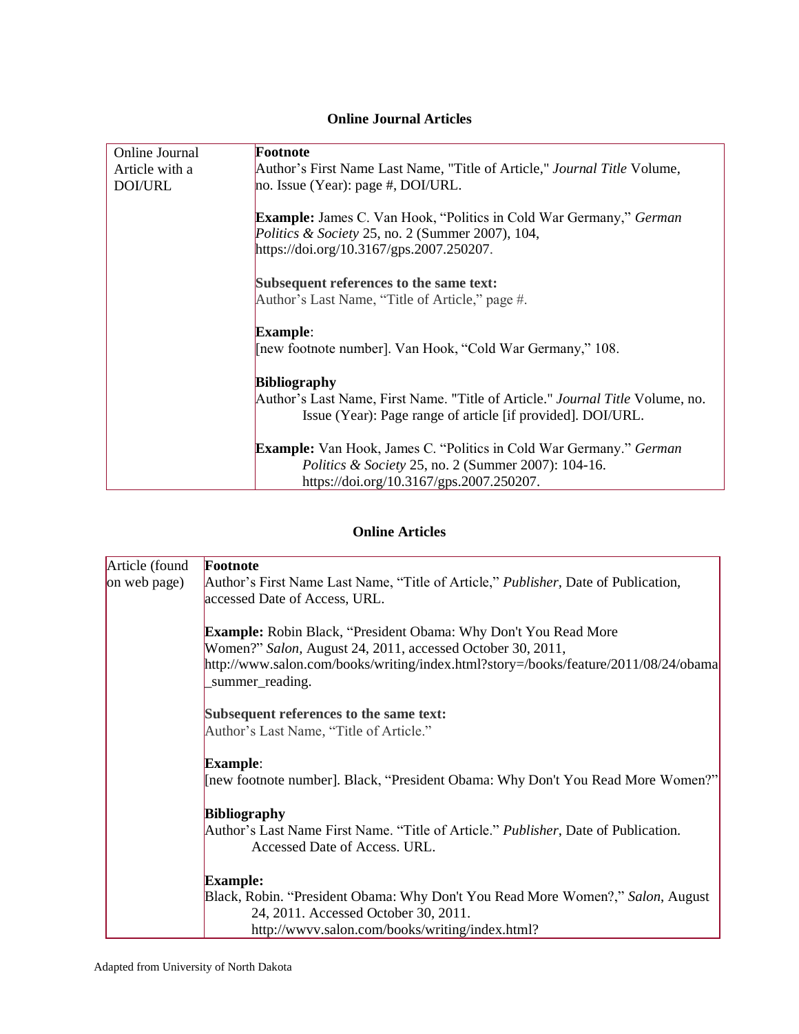## Online Journal Articles

| Online Journal Article with a DOI/URL | **Footnote**<br>Author's First Name Last Name, "Title of Article," *Journal Title* Volume, no. Issue (Year): page #, DOI/URL.<br><br>**Example:** James C. Van Hook, "Politics in Cold War Germany," *German Politics & Society* 25, no. 2 (Summer 2007), 104, https://doi.org/10.3167/gps.2007.250207.<br><br>**Subsequent references to the same text:**<br>Author's Last Name, "Title of Article," page #.<br><br>**Example**:<br>[new footnote number]. Van Hook, "Cold War Germany," 108.<br><br>**Bibliography**<br>Author's Last Name, First Name. "Title of Article." *Journal Title* Volume, no. Issue (Year): Page range of article [if provided]. DOI/URL.<br><br>**Example:** Van Hook, James C. "Politics in Cold War Germany." *German Politics & Society* 25, no. 2 (Summer 2007): 104-16. https://doi.org/10.3167/gps.2007.250207. |
|---|---|

## Online Articles

| Article (found on web page) | **Footnote**<br>Author's First Name Last Name, "Title of Article," *Publisher*, Date of Publication, accessed Date of Access, URL.<br><br>**Example:** Robin Black, "President Obama: Why Don't You Read More Women?" *Salon*, August 24, 2011, accessed October 30, 2011, http://www.salon.com/books/writing/index.html?story=/books/feature/2011/08/24/obama_summer_reading.<br><br>**Subsequent references to the same text:**<br>Author's Last Name, "Title of Article."<br><br>**Example**:<br>[new footnote number]. Black, "President Obama: Why Don't You Read More Women?"<br><br>**Bibliography**<br>Author's Last Name First Name. "Title of Article." *Publisher*, Date of Publication. Accessed Date of Access. URL.<br><br>**Example:**<br>Black, Robin. "President Obama: Why Don't You Read More Women?," *Salon*, August 24, 2011. Accessed October 30, 2011. http://wwvv.salon.com/books/writing/index.html? |
|---|---|

Adapted from University of North Dakota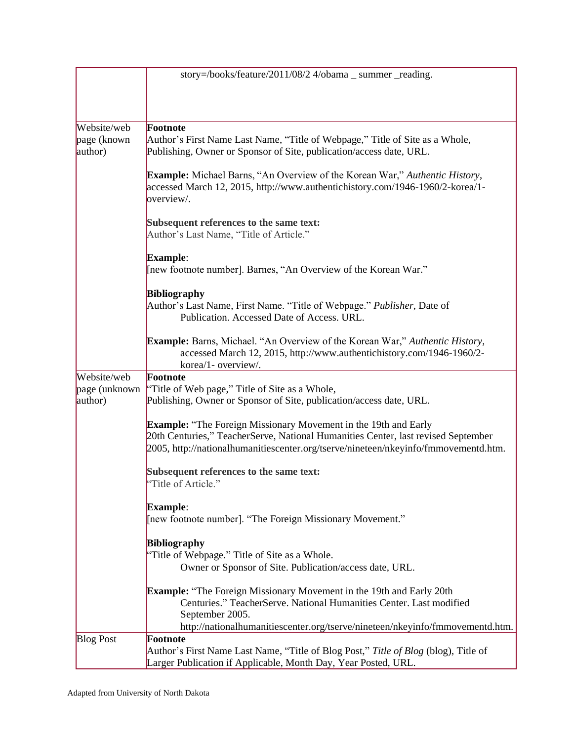| | |
|---|---|
| | story=/books/feature/2011/08/2 4/obama _ summer _reading. |
| Website/web page (known author) | **Footnote**<br>Author's First Name Last Name, "Title of Webpage," Title of Site as a Whole, Publishing, Owner or Sponsor of Site, publication/access date, URL.<br><br>**Example:** Michael Barns, "An Overview of the Korean War," *Authentic History*, accessed March 12, 2015, http://www.authentichistory.com/1946-1960/2-korea/1-overview/.<br><br>**Subsequent references to the same text:**<br>Author's Last Name, "Title of Article."<br><br>**Example**:<br>[new footnote number]. Barnes, "An Overview of the Korean War."<br><br>**Bibliography**<br>Author's Last Name, First Name. "Title of Webpage." *Publisher*, Date of Publication. Accessed Date of Access. URL.<br><br>**Example:** Barns, Michael. "An Overview of the Korean War," *Authentic History*, accessed March 12, 2015, http://www.authentichistory.com/1946-1960/2-korea/1- overview/. |
| Website/web page (unknown author) | **Footnote**<br>"Title of Web page," Title of Site as a Whole, Publishing, Owner or Sponsor of Site, publication/access date, URL.<br><br>**Example:** "The Foreign Missionary Movement in the 19th and Early 20th Centuries," TeacherServe, National Humanities Center, last revised September 2005, http://nationalhumanitiescenter.org/tserve/nineteen/nkeyinfo/fmmovementd.htm.<br><br>**Subsequent references to the same text:**<br>"Title of Article."<br><br>**Example**:<br>[new footnote number]. "The Foreign Missionary Movement."<br><br>**Bibliography**<br>"Title of Webpage." Title of Site as a Whole. Owner or Sponsor of Site. Publication/access date, URL.<br><br>**Example:** "The Foreign Missionary Movement in the 19th and Early 20th Centuries." TeacherServe. National Humanities Center. Last modified September 2005. http://nationalhumanitiescenter.org/tserve/nineteen/nkeyinfo/fmmovementd.htm. |
| Blog Post | **Footnote**<br>Author's First Name Last Name, "Title of Blog Post," *Title of Blog* (blog), Title of Larger Publication if Applicable, Month Day, Year Posted, URL. |

Adapted from University of North Dakota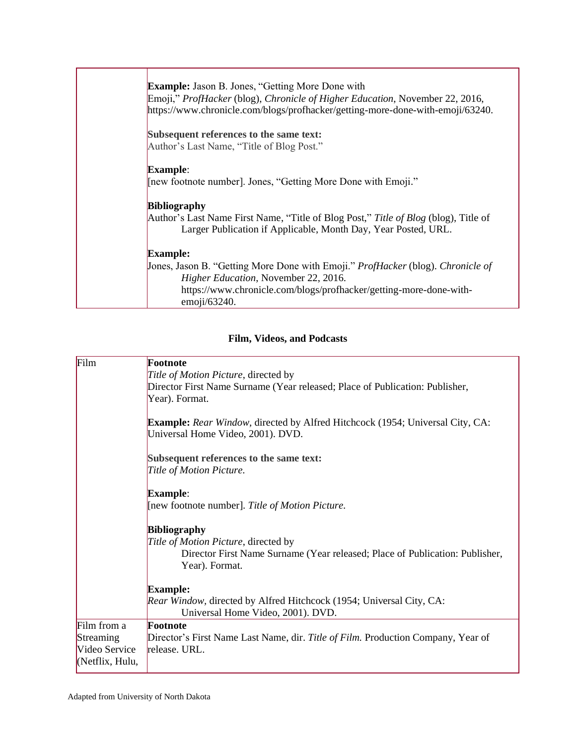| | |
|---|---|
| | **Example:** Jason B. Jones, "Getting More Done with Emoji," *ProfHacker* (blog), *Chronicle of Higher Education*, November 22, 2016, https://www.chronicle.com/blogs/profhacker/getting-more-done-with-emoji/63240.<br><br>**Subsequent references to the same text:**<br>Author's Last Name, "Title of Blog Post."<br><br>**Example**:<br>[new footnote number]. Jones, "Getting More Done with Emoji."<br><br>**Bibliography**<br>Author's Last Name First Name, "Title of Blog Post," *Title of Blog* (blog), Title of Larger Publication if Applicable, Month Day, Year Posted, URL.<br><br>**Example:**<br>Jones, Jason B. "Getting More Done with Emoji." *ProfHacker* (blog). *Chronicle of Higher Education*, November 22, 2016. https://www.chronicle.com/blogs/profhacker/getting-more-done-with-emoji/63240. |

**Film, Videos, and Podcasts**

| | |
|---|---|
| Film | **Footnote**<br>*Title of Motion Picture*, directed by<br>Director First Name Surname (Year released; Place of Publication: Publisher, Year). Format.<br><br>**Example:** *Rear Window*, directed by Alfred Hitchcock (1954; Universal City, CA: Universal Home Video, 2001). DVD.<br><br>**Subsequent references to the same text:**<br>*Title of Motion Picture.*<br><br>**Example**:<br>[new footnote number]. *Title of Motion Picture.*<br><br>**Bibliography**<br>*Title of Motion Picture*, directed by<br>Director First Name Surname (Year released; Place of Publication: Publisher, Year). Format.<br><br>**Example:**<br>*Rear Window*, directed by Alfred Hitchcock (1954; Universal City, CA: Universal Home Video, 2001). DVD. |
| Film from a Streaming Video Service (Netflix, Hulu, | **Footnote**<br>Director's First Name Last Name, dir. *Title of Film.* Production Company, Year of release. URL. |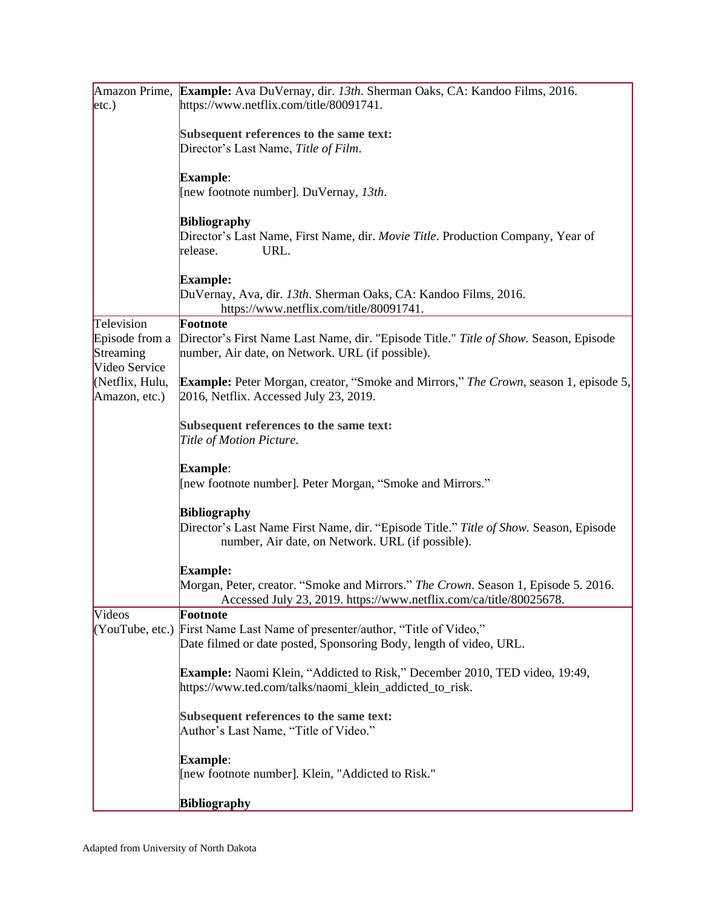| | |
|---|---|
| Amazon Prime, etc.) | **Example:** Ava DuVernay, dir. *13th*. Sherman Oaks, CA: Kandoo Films, 2016. https://www.netflix.com/title/80091741.<br><br>**Subsequent references to the same text:**<br>Director's Last Name, *Title of Film*.<br><br>**Example**:<br>[new footnote number]. DuVernay, *13th*.<br><br>**Bibliography**<br>Director's Last Name, First Name, dir. *Movie Title*. Production Company, Year of release. URL.<br><br>**Example:**<br>DuVernay, Ava, dir. *13th*. Sherman Oaks, CA: Kandoo Films, 2016. https://www.netflix.com/title/80091741. |
| Television Episode from a Streaming Video Service (Netflix, Hulu, Amazon, etc.) | **Footnote**<br>Director's First Name Last Name, dir. "Episode Title." *Title of Show.* Season, Episode number, Air date, on Network. URL (if possible).<br><br>**Example:** Peter Morgan, creator, "Smoke and Mirrors," *The Crown*, season 1, episode 5, 2016, Netflix. Accessed July 23, 2019.<br><br>**Subsequent references to the same text:**<br>*Title of Motion Picture*.<br><br>**Example**:<br>[new footnote number]. Peter Morgan, "Smoke and Mirrors."<br><br>**Bibliography**<br>Director's Last Name First Name, dir. "Episode Title." *Title of Show.* Season, Episode number, Air date, on Network. URL (if possible).<br><br>**Example:**<br>Morgan, Peter, creator. "Smoke and Mirrors." *The Crown*. Season 1, Episode 5. 2016. Accessed July 23, 2019. https://www.netflix.com/ca/title/80025678. |
| Videos (YouTube, etc.) | **Footnote**<br>First Name Last Name of presenter/author, "Title of Video,"<br>Date filmed or date posted, Sponsoring Body, length of video, URL.<br><br>**Example:** Naomi Klein, "Addicted to Risk," December 2010, TED video, 19:49, https://www.ted.com/talks/naomi_klein_addicted_to_risk.<br><br>**Subsequent references to the same text:**<br>Author's Last Name, "Title of Video."<br><br>**Example**:<br>[new footnote number]. Klein, "Addicted to Risk."<br><br>**Bibliography** |

Adapted from University of North Dakota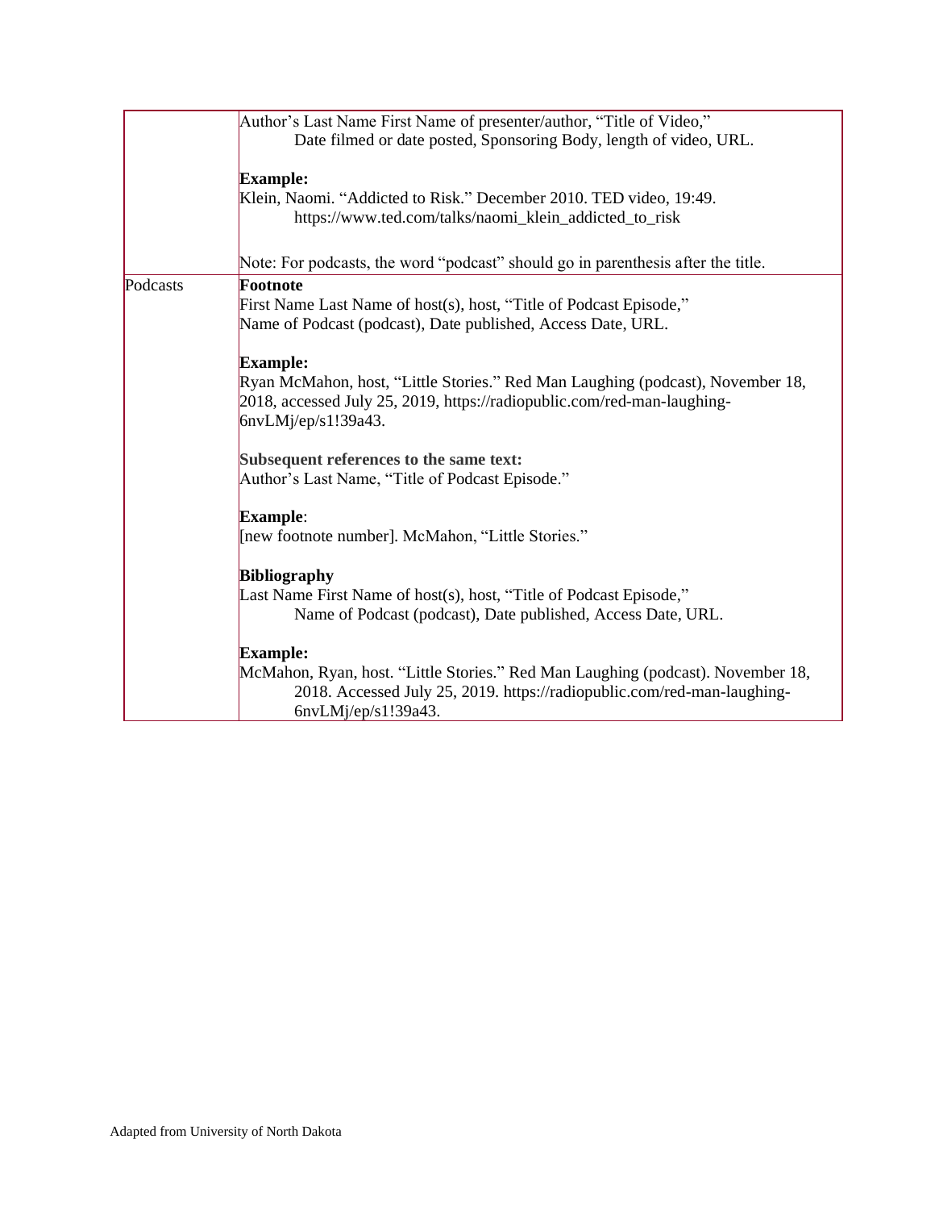| | |
|---|---|
| | Author's Last Name First Name of presenter/author, "Title of Video," Date filmed or date posted, Sponsoring Body, length of video, URL.<br><br>**Example:**<br>Klein, Naomi. "Addicted to Risk." December 2010. TED video, 19:49. https://www.ted.com/talks/naomi_klein_addicted_to_risk<br><br>Note: For podcasts, the word "podcast" should go in parenthesis after the title. |
| Podcasts | **Footnote**<br>First Name Last Name of host(s), host, "Title of Podcast Episode," Name of Podcast (podcast), Date published, Access Date, URL.<br><br>**Example:**<br>Ryan McMahon, host, "Little Stories." Red Man Laughing (podcast), November 18, 2018, accessed July 25, 2019, https://radiopublic.com/red-man-laughing-6nvLMj/ep/s1!39a43.<br><br>**Subsequent references to the same text:**<br>Author's Last Name, "Title of Podcast Episode."<br><br>**Example**:<br>[new footnote number]. McMahon, "Little Stories."<br><br>**Bibliography**<br>Last Name First Name of host(s), host, "Title of Podcast Episode," Name of Podcast (podcast), Date published, Access Date, URL.<br><br>**Example:**<br>McMahon, Ryan, host. "Little Stories." Red Man Laughing (podcast). November 18, 2018. Accessed July 25, 2019. https://radiopublic.com/red-man-laughing-6nvLMj/ep/s1!39a43. |

Adapted from University of North Dakota